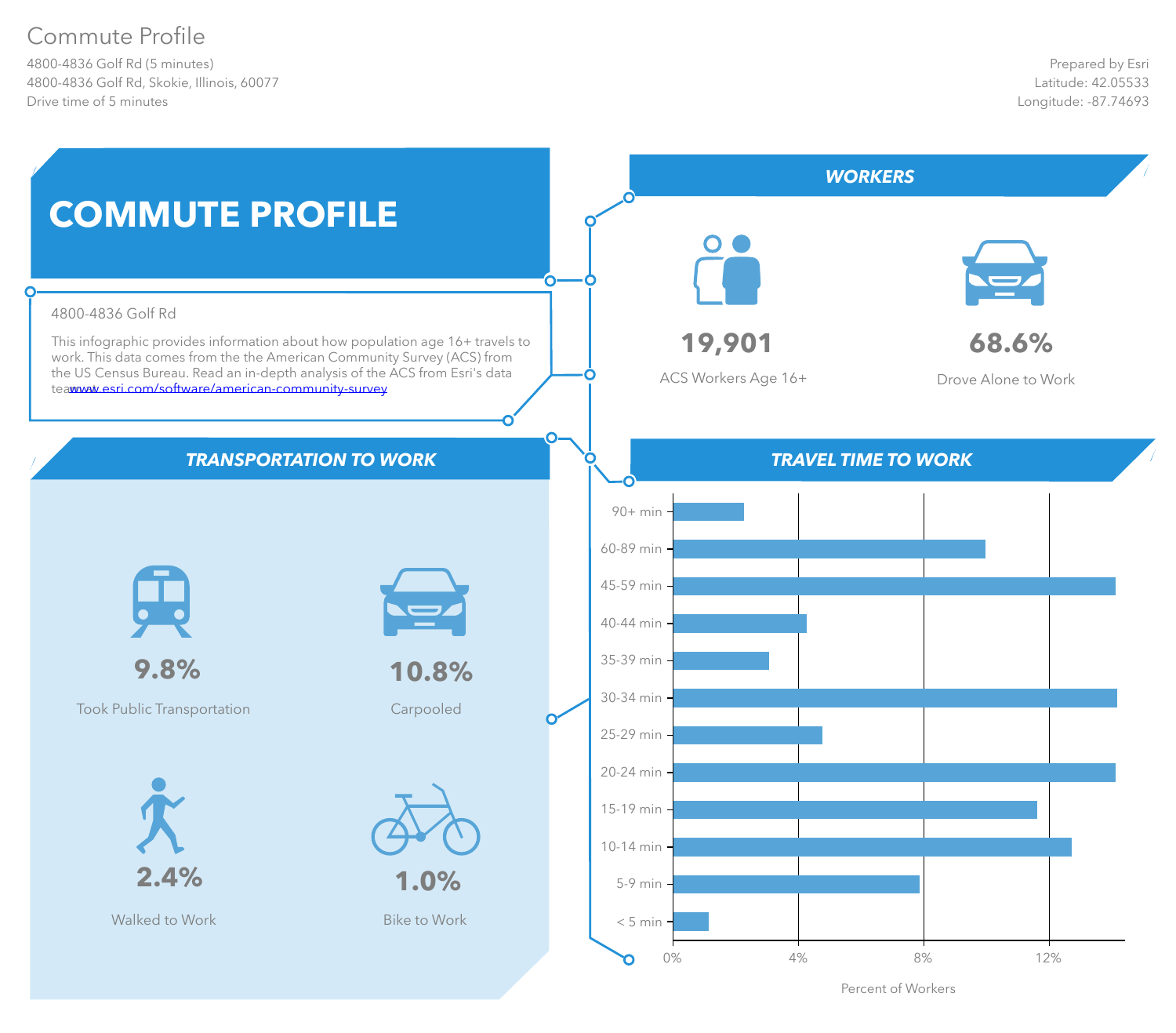Commute Profile

4800-4836 Golf Rd (5 minutes)
4800-4836 Golf Rd, Skokie, Illinois, 60077
Drive time of 5 minutes

Prepared by Esri
Latitude: 42.05533
Longitude: -87.74693

# COMMUTE PROFILE

4800-4836 Golf Rd

This infographic provides information about how population age 16+ travels to work. This data comes from the the American Community Survey (ACS) from the US Census Bureau. Read an in-depth analysis of the ACS from Esri's data teawww.esri.com/software/american-community-survey

## WORKERS

**19,901**
ACS Workers Age 16+

**68.6%**
Drove Alone to Work

## TRANSPORTATION TO WORK

**9.8%**
Took Public Transportation

**10.8%**
Carpooled

**2.4%**
Walked to Work

**1.0%**
Bike to Work

## TRAVEL TIME TO WORK

| Travel Time | Percent of Workers (approx.) |
|---|---|
| 90+ min | ~2.3% |
| 60-89 min | ~10% |
| 45-59 min | ~14.1% |
| 40-44 min | ~4.3% |
| 35-39 min | ~3.1% |
| 30-34 min | ~14.2% |
| 25-29 min | ~4.8% |
| 20-24 min | ~14.1% |
| 15-19 min | ~11.6% |
| 10-14 min | ~12.7% |
| 5-9 min | ~7.9% |
| < 5 min | ~1.1% |

Percent of Workers (0%, 4%, 8%, 12%)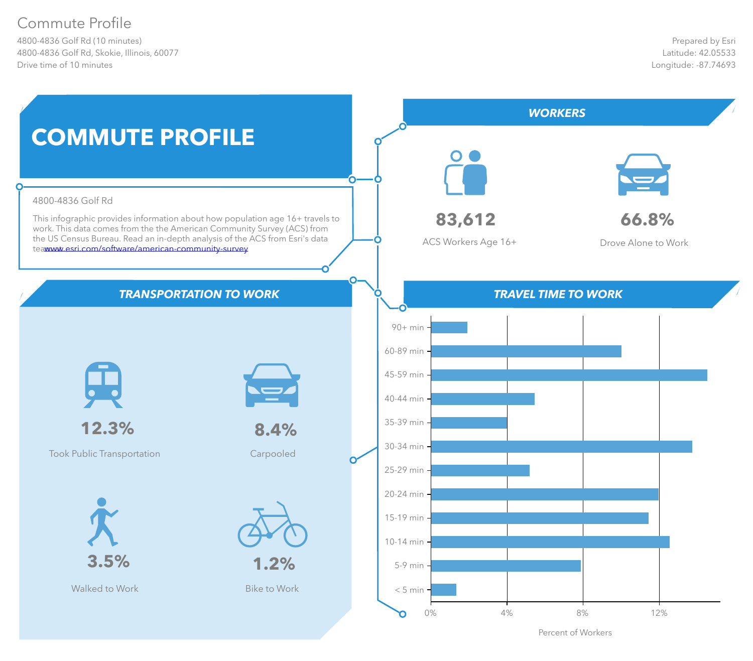# Commute Profile

4800-4836 Golf Rd (10 minutes)
4800-4836 Golf Rd, Skokie, Illinois, 60077
Drive time of 10 minutes

Prepared by Esri
Latitude: 42.05533
Longitude: -87.74693

## COMMUTE PROFILE

4800-4836 Golf Rd

This infographic provides information about how population age 16+ travels to work. This data comes from the the American Community Survey (ACS) from the US Census Bureau. Read an in-depth analysis of the ACS from Esri's data teawww.esri.com/software/american-community-survey

## WORKERS

**83,612**
ACS Workers Age 16+

**66.8%**
Drove Alone to Work

## TRANSPORTATION TO WORK

**12.3%**
Took Public Transportation

**8.4%**
Carpooled

**3.5%**
Walked to Work

**1.2%**
Bike to Work

## TRAVEL TIME TO WORK

Percent of Workers (axis: 0%, 4%, 8%, 12%)

Categories: 90+ min, 60-89 min, 45-59 min, 40-44 min, 35-39 min, 30-34 min, 25-29 min, 20-24 min, 15-19 min, 10-14 min, 5-9 min, < 5 min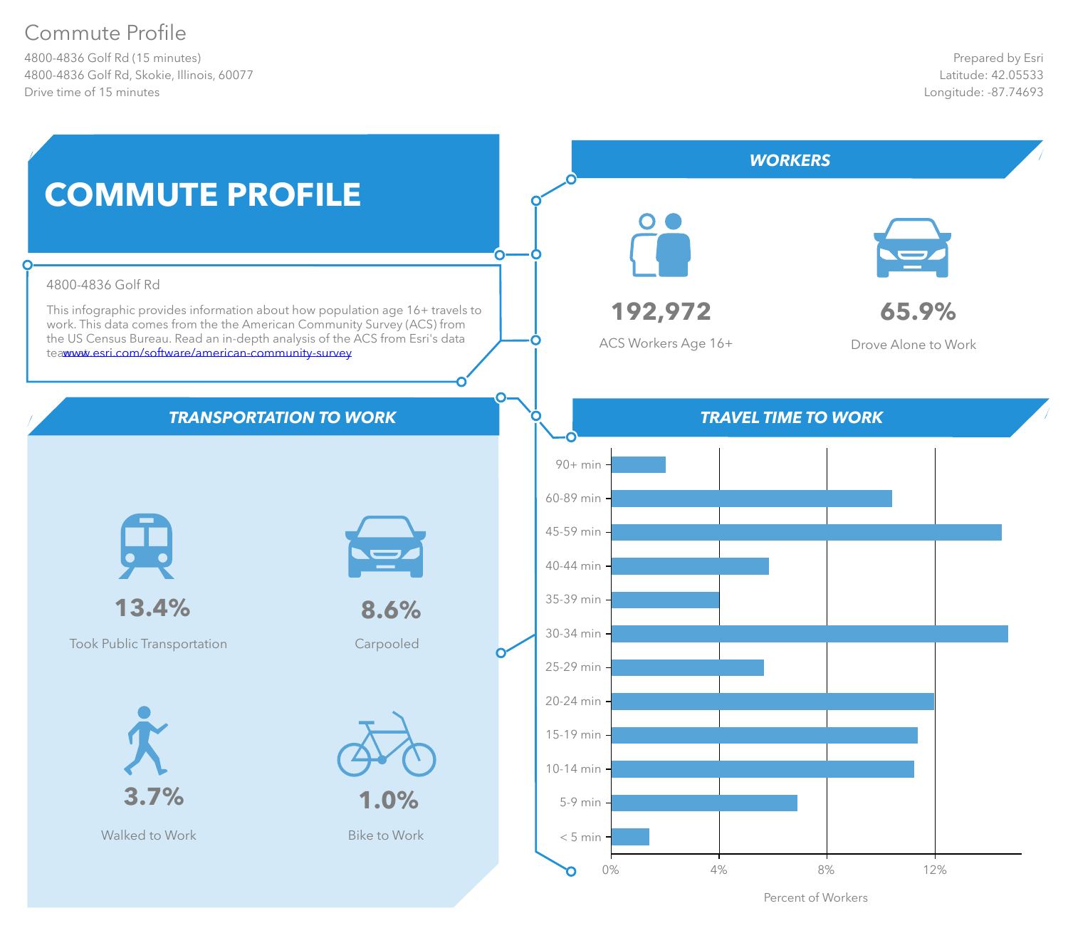# Commute Profile

4800-4836 Golf Rd (15 minutes)
4800-4836 Golf Rd, Skokie, Illinois, 60077
Drive time of 15 minutes

Prepared by Esri
Latitude: 42.05533
Longitude: -87.74693

## COMMUTE PROFILE

4800-4836 Golf Rd

This infographic provides information about how population age 16+ travels to work. This data comes from the the American Community Survey (ACS) from the US Census Bureau. Read an in-depth analysis of the ACS from Esri's data team www.esri.com/software/american-community-survey

## WORKERS

**192,972**
ACS Workers Age 16+

**65.9%**
Drove Alone to Work

## TRANSPORTATION TO WORK

**13.4%**
Took Public Transportation

**8.6%**
Carpooled

**3.7%**
Walked to Work

**1.0%**
Bike to Work

## TRAVEL TIME TO WORK

Travel time categories (axis: Percent of Workers, 0%–12%): 90+ min, 60-89 min, 45-59 min, 40-44 min, 35-39 min, 30-34 min, 25-29 min, 20-24 min, 15-19 min, 10-14 min, 5-9 min, < 5 min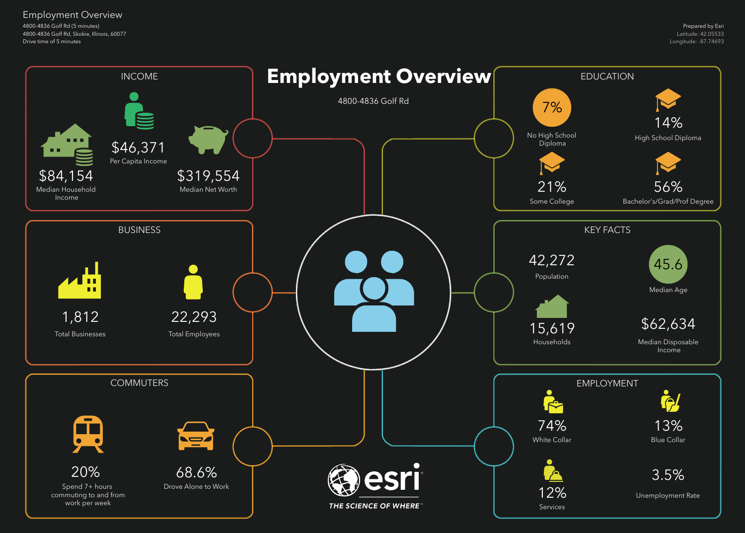Employment Overview

4800-4836 Golf Rd (5 minutes)
4800-4836 Golf Rd, Skokie, Illinois, 60077
Drive time of 5 minutes

Prepared by Esri
Latitude: 42.05533
Longitude: -87.74693

# Employment Overview

4800-4836 Golf Rd

## INCOME

- $84,154 — Median Household Income
- $46,371 — Per Capita Income
- $319,554 — Median Net Worth

## EDUCATION

- 7% — No High School Diploma
- 14% — High School Diploma
- 21% — Some College
- 56% — Bachelor's/Grad/Prof Degree

## BUSINESS

- 1,812 — Total Businesses
- 22,293 — Total Employees

## KEY FACTS

- 42,272 — Population
- 45.6 — Median Age
- 15,619 — Households
- $62,634 — Median Disposable Income

## COMMUTERS

- 20% — Spend 7+ hours commuting to and from work per week
- 68.6% — Drove Alone to Work

## EMPLOYMENT

- 74% — White Collar
- 13% — Blue Collar
- 12% — Services
- 3.5% — Unemployment Rate

esri
THE SCIENCE OF WHERE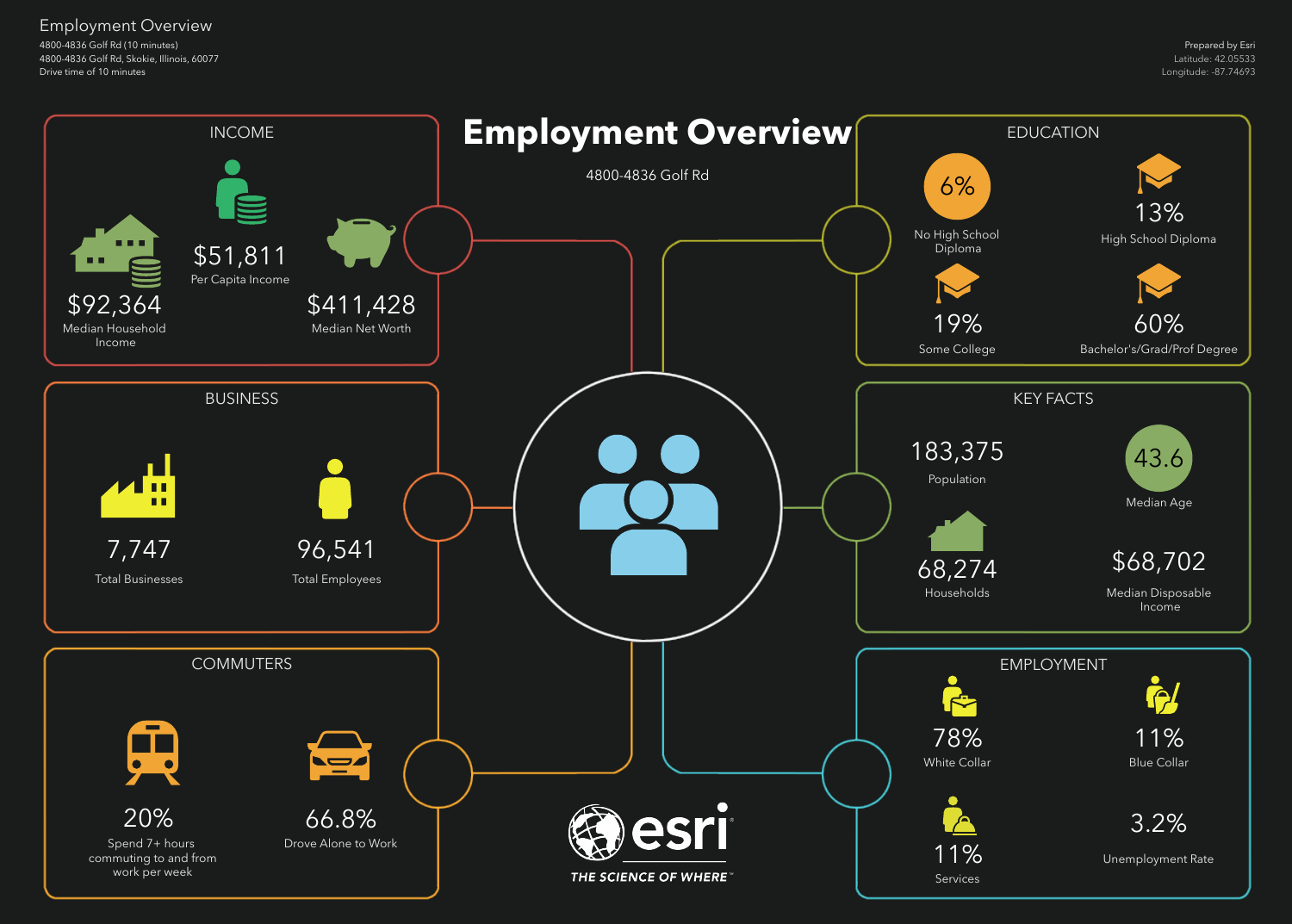Employment Overview

4800-4836 Golf Rd (10 minutes)
4800-4836 Golf Rd, Skokie, Illinois, 60077
Drive time of 10 minutes

Prepared by Esri
Latitude: 42.05533
Longitude: -87.74693

# Employment Overview

4800-4836 Golf Rd

## INCOME

- $51,811 — Per Capita Income
- $92,364 — Median Household Income
- $411,428 — Median Net Worth

## EDUCATION

- 6% — No High School Diploma
- 13% — High School Diploma
- 19% — Some College
- 60% — Bachelor's/Grad/Prof Degree

## BUSINESS

- 7,747 — Total Businesses
- 96,541 — Total Employees

## KEY FACTS

- 183,375 — Population
- 43.6 — Median Age
- 68,274 — Households
- $68,702 — Median Disposable Income

## COMMUTERS

- 20% — Spend 7+ hours commuting to and from work per week
- 66.8% — Drove Alone to Work

## EMPLOYMENT

- 78% — White Collar
- 11% — Blue Collar
- 11% — Services
- 3.2% — Unemployment Rate

esri
THE SCIENCE OF WHERE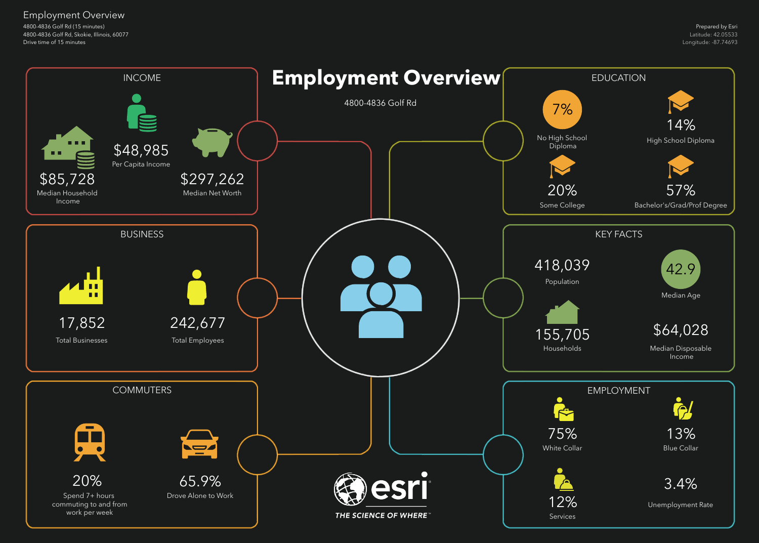# Employment Overview

4800-4836 Golf Rd (15 minutes)
4800-4836 Golf Rd, Skokie, Illinois, 60077
Drive time of 15 minutes

Prepared by Esri
Latitude: 42.05533
Longitude: -87.74693

## Employment Overview

4800-4836 Golf Rd

### INCOME

- $85,728 — Median Household Income
- $48,985 — Per Capita Income
- $297,262 — Median Net Worth

### EDUCATION

- 7% — No High School Diploma
- 14% — High School Diploma
- 20% — Some College
- 57% — Bachelor's/Grad/Prof Degree

### BUSINESS

- 17,852 — Total Businesses
- 242,677 — Total Employees

### KEY FACTS

- 418,039 — Population
- 42.9 — Median Age
- 155,705 — Households
- $64,028 — Median Disposable Income

### COMMUTERS

- 20% — Spend 7+ hours commuting to and from work per week
- 65.9% — Drove Alone to Work

### EMPLOYMENT

- 75% — White Collar
- 13% — Blue Collar
- 12% — Services
- 3.4% — Unemployment Rate

esri
THE SCIENCE OF WHERE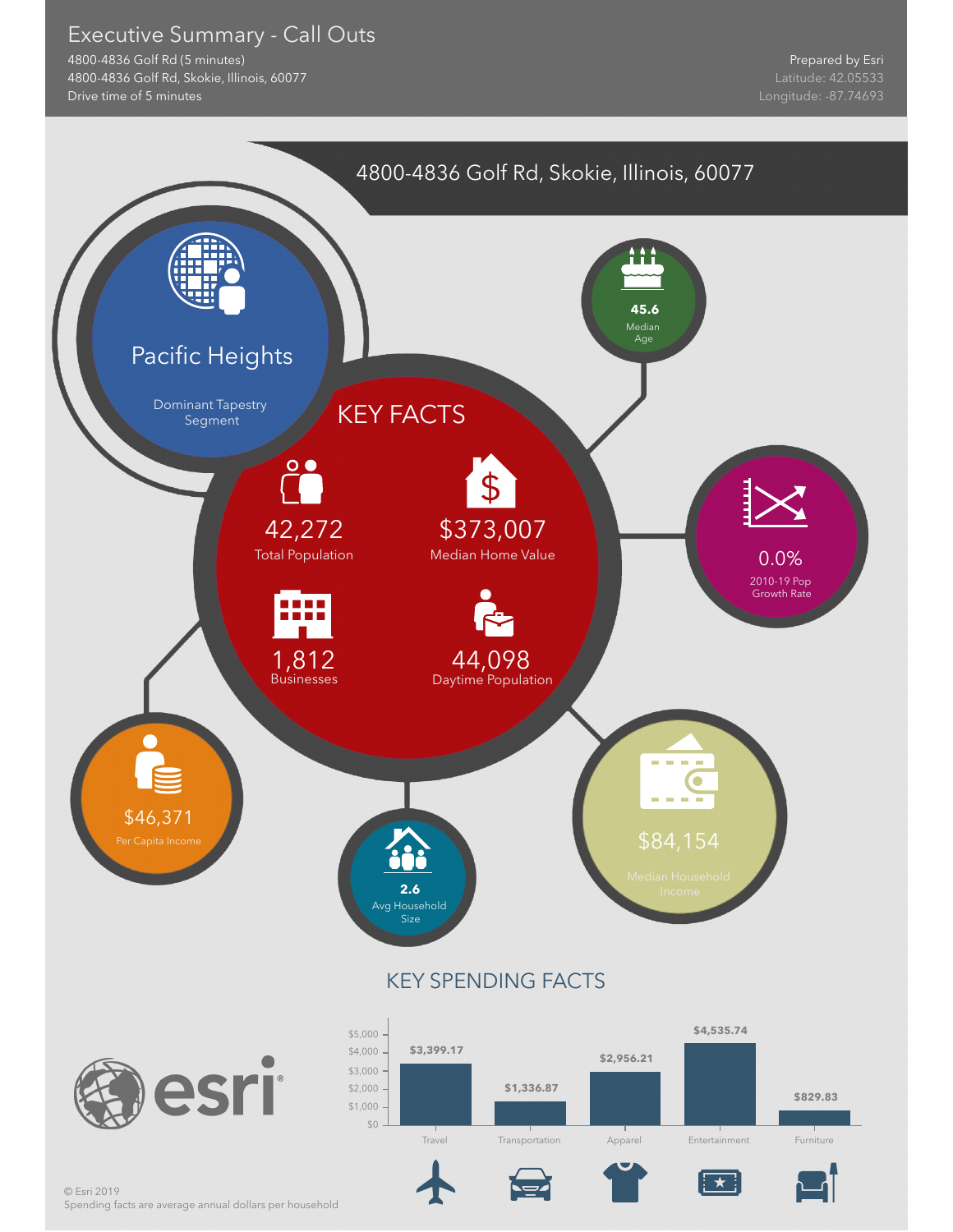# Executive Summary - Call Outs

4800-4836 Golf Rd (5 minutes)
4800-4836 Golf Rd, Skokie, Illinois, 60077
Drive time of 5 minutes

Prepared by Esri
Latitude: 42.05533
Longitude: -87.74693

## 4800-4836 Golf Rd, Skokie, Illinois, 60077

**Pacific Heights**
Dominant Tapestry Segment

**45.6**
Median Age

### KEY FACTS

| Value | Measure |
|---|---|
| 42,272 | Total Population |
| $373,007 | Median Home Value |
| 1,812 | Businesses |
| 44,098 | Daytime Population |

**0.0%**
2010-19 Pop Growth Rate

**$46,371**
Per Capita Income

**2.6**
Avg Household Size

**$84,154**
Median Household Income

### KEY SPENDING FACTS

| Category | Amount |
|---|---|
| Travel | $3,399.17 |
| Transportation | $1,336.87 |
| Apparel | $2,956.21 |
| Entertainment | $4,535.74 |
| Furniture | $829.83 |

esri

© Esri 2019
Spending facts are average annual dollars per household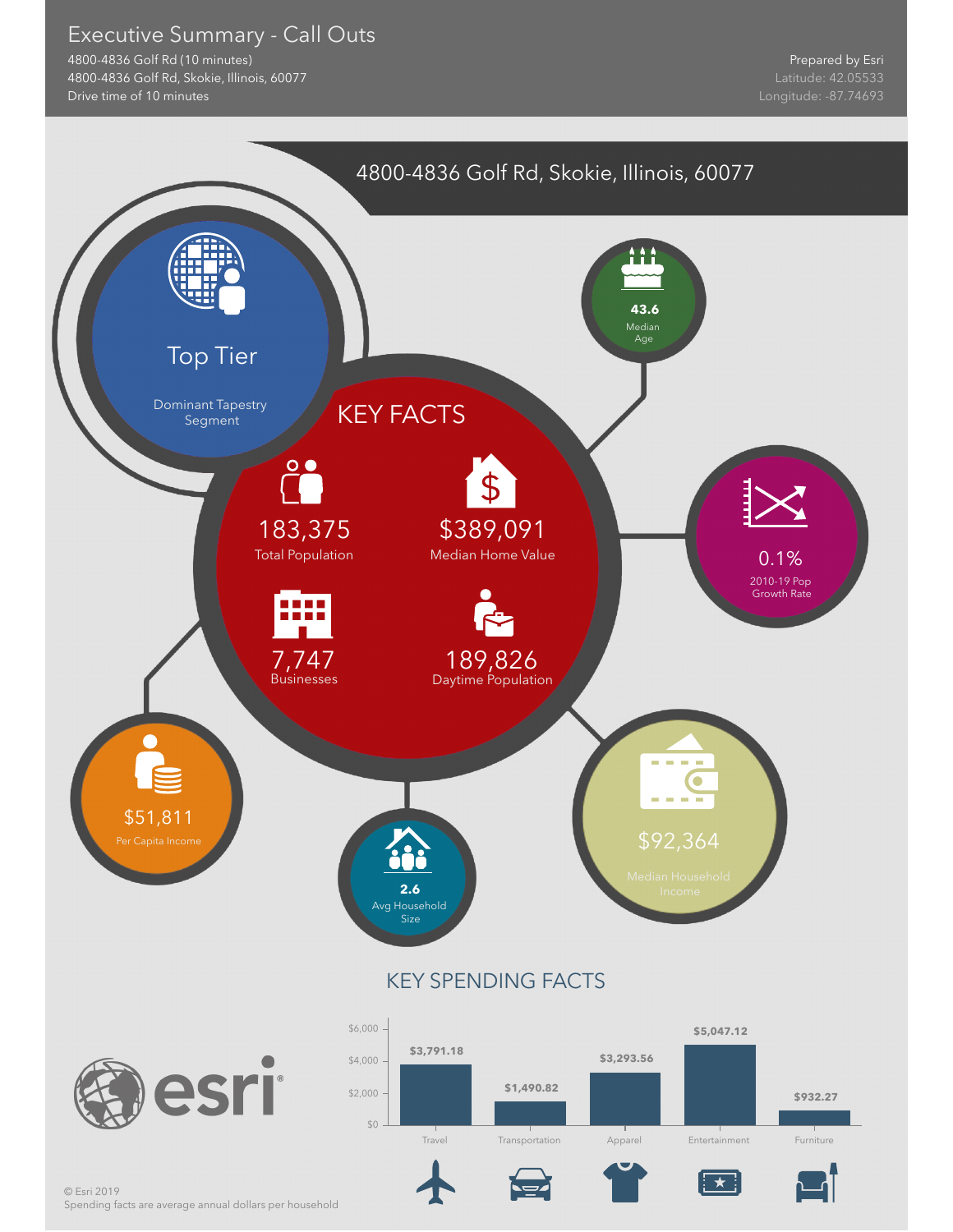# Executive Summary - Call Outs

4800-4836 Golf Rd (10 minutes)
4800-4836 Golf Rd, Skokie, Illinois, 60077
Drive time of 10 minutes

Prepared by Esri
Latitude: 42.05533
Longitude: -87.74693

## 4800-4836 Golf Rd, Skokie, Illinois, 60077

**Top Tier**
Dominant Tapestry Segment

**43.6**
Median Age

## KEY FACTS

**183,375**
Total Population

**$389,091**
Median Home Value

**7,747**
Businesses

**189,826**
Daytime Population

**0.1%**
2010-19 Pop Growth Rate

**$51,811**
Per Capita Income

**2.6**
Avg Household Size

**$92,364**
Median Household Income

## KEY SPENDING FACTS

| Category | Amount |
| --- | --- |
| Travel | $3,791.18 |
| Transportation | $1,490.82 |
| Apparel | $3,293.56 |
| Entertainment | $5,047.12 |
| Furniture | $932.27 |

esri

© Esri 2019
Spending facts are average annual dollars per household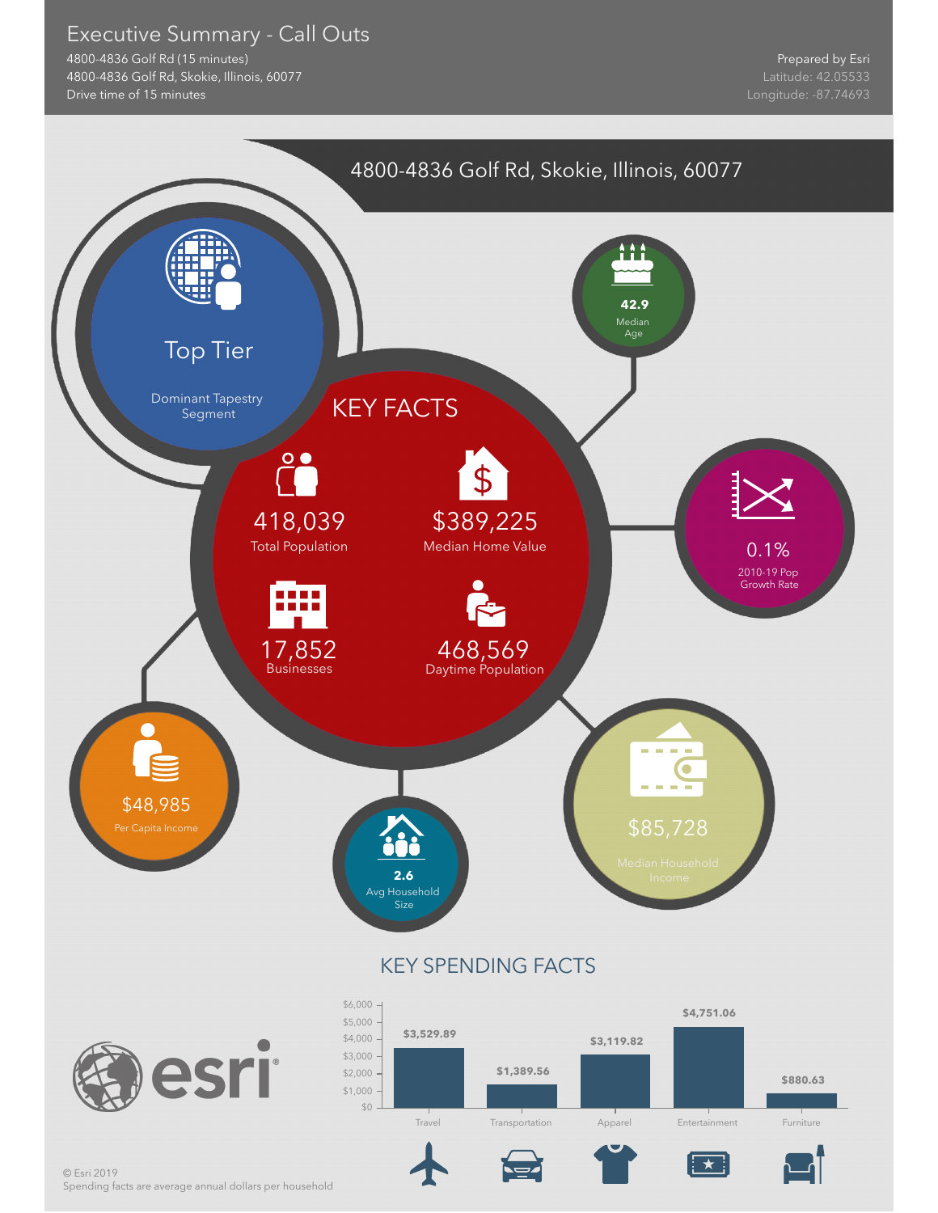# Executive Summary - Call Outs

4800-4836 Golf Rd (15 minutes)
4800-4836 Golf Rd, Skokie, Illinois, 60077
Drive time of 15 minutes

Prepared by Esri
Latitude: 42.05533
Longitude: -87.74693

## 4800-4836 Golf Rd, Skokie, Illinois, 60077

**Top Tier**
Dominant Tapestry Segment

**42.9**
Median Age

### KEY FACTS

**418,039**
Total Population

**$389,225**
Median Home Value

**17,852**
Businesses

**468,569**
Daytime Population

**0.1%**
2010-19 Pop Growth Rate

**$48,985**
Per Capita Income

**2.6**
Avg Household Size

**$85,728**
Median Household Income

### KEY SPENDING FACTS

| Category | Spending |
| --- | --- |
| Travel | $3,529.89 |
| Transportation | $1,389.56 |
| Apparel | $3,119.82 |
| Entertainment | $4,751.06 |
| Furniture | $880.63 |

© Esri 2019
Spending facts are average annual dollars per household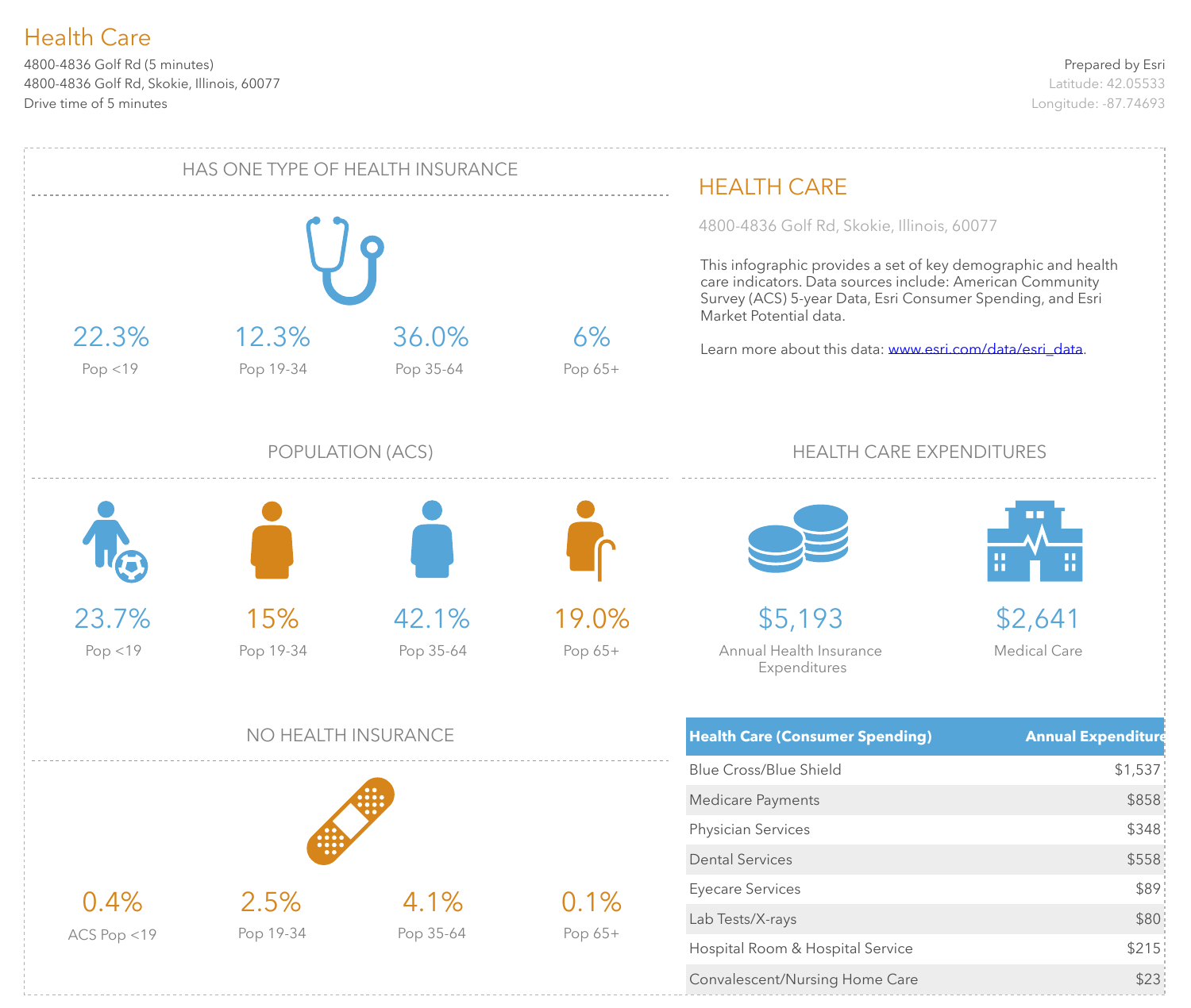# Health Care

4800-4836 Golf Rd (5 minutes)
4800-4836 Golf Rd, Skokie, Illinois, 60077
Drive time of 5 minutes

Prepared by Esri
Latitude: 42.05533
Longitude: -87.74693

## HAS ONE TYPE OF HEALTH INSURANCE

| 22.3% | 12.3% | 36.0% | 6% |
|---|---|---|---|
| Pop <19 | Pop 19-34 | Pop 35-64 | Pop 65+ |

## HEALTH CARE

4800-4836 Golf Rd, Skokie, Illinois, 60077

This infographic provides a set of key demographic and health care indicators. Data sources include: American Community Survey (ACS) 5-year Data, Esri Consumer Spending, and Esri Market Potential data.

Learn more about this data: www.esri.com/data/esri_data.

## POPULATION (ACS)

| 23.7% | 15% | 42.1% | 19.0% |
|---|---|---|---|
| Pop <19 | Pop 19-34 | Pop 35-64 | Pop 65+ |

## HEALTH CARE EXPENDITURES

| $5,193 | $2,641 |
|---|---|
| Annual Health Insurance Expenditures | Medical Care |

## NO HEALTH INSURANCE

| 0.4% | 2.5% | 4.1% | 0.1% |
|---|---|---|---|
| ACS Pop <19 | Pop 19-34 | Pop 35-64 | Pop 65+ |

| Health Care (Consumer Spending) | Annual Expenditure |
|---|---|
| Blue Cross/Blue Shield | $1,537 |
| Medicare Payments | $858 |
| Physician Services | $348 |
| Dental Services | $558 |
| Eyecare Services | $89 |
| Lab Tests/X-rays | $80 |
| Hospital Room & Hospital Service | $215 |
| Convalescent/Nursing Home Care | $23 |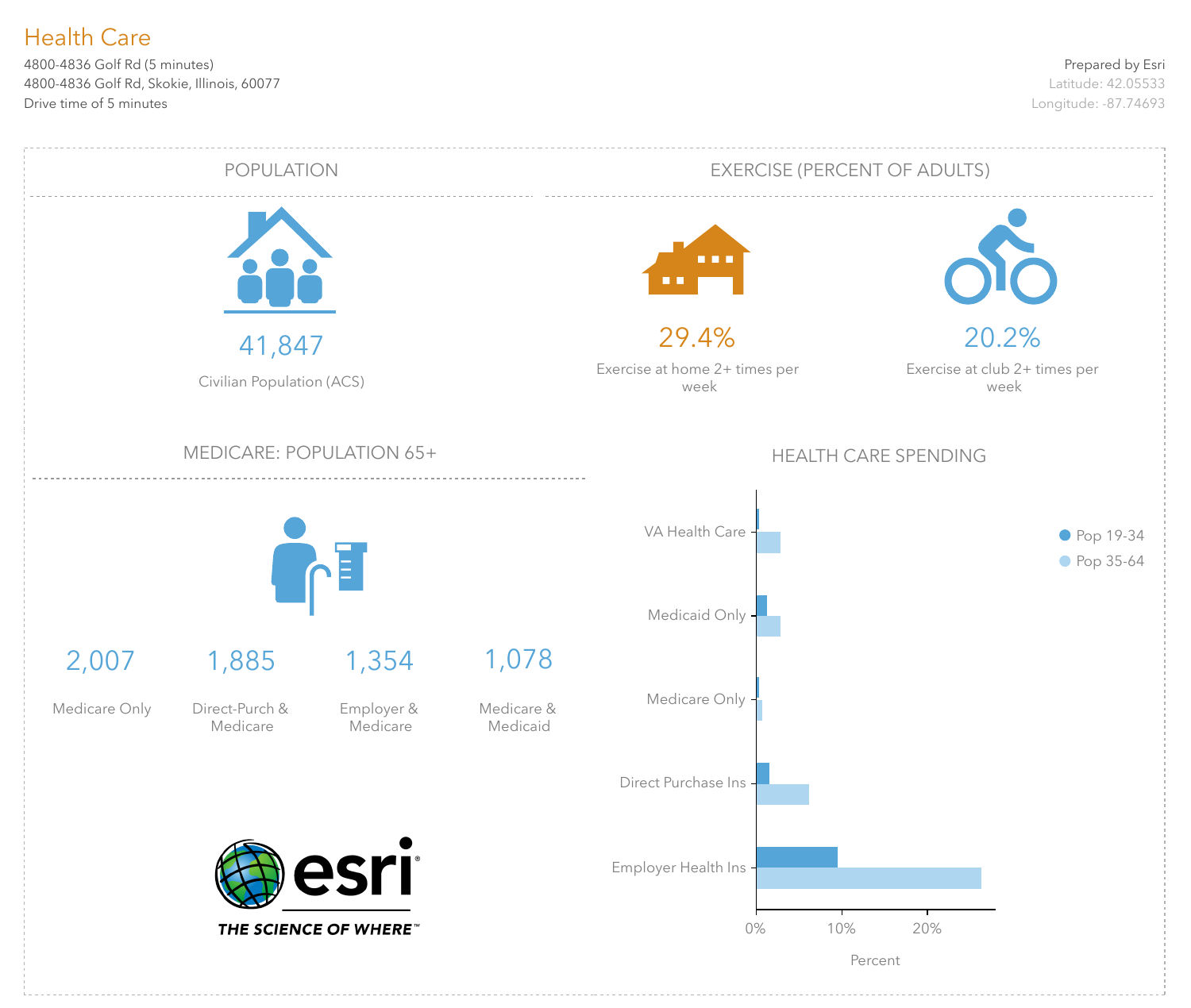# Health Care

4800-4836 Golf Rd (5 minutes)
4800-4836 Golf Rd, Skokie, Illinois, 60077
Drive time of 5 minutes

Prepared by Esri
Latitude: 42.05533
Longitude: -87.74693

## POPULATION

41,847

Civilian Population (ACS)

## EXERCISE (PERCENT OF ADULTS)

29.4%

Exercise at home 2+ times per week

20.2%

Exercise at club 2+ times per week

## MEDICARE: POPULATION 65+

| 2,007 | 1,885 | 1,354 | 1,078 |
|---|---|---|---|
| Medicare Only | Direct-Purch & Medicare | Employer & Medicare | Medicare & Medicaid |

## HEALTH CARE SPENDING

Legend: Pop 19-34, Pop 35-64

Categories: VA Health Care, Medicaid Only, Medicare Only, Direct Purchase Ins, Employer Health Ins

Percent: 0%, 10%, 20%

esri
THE SCIENCE OF WHERE™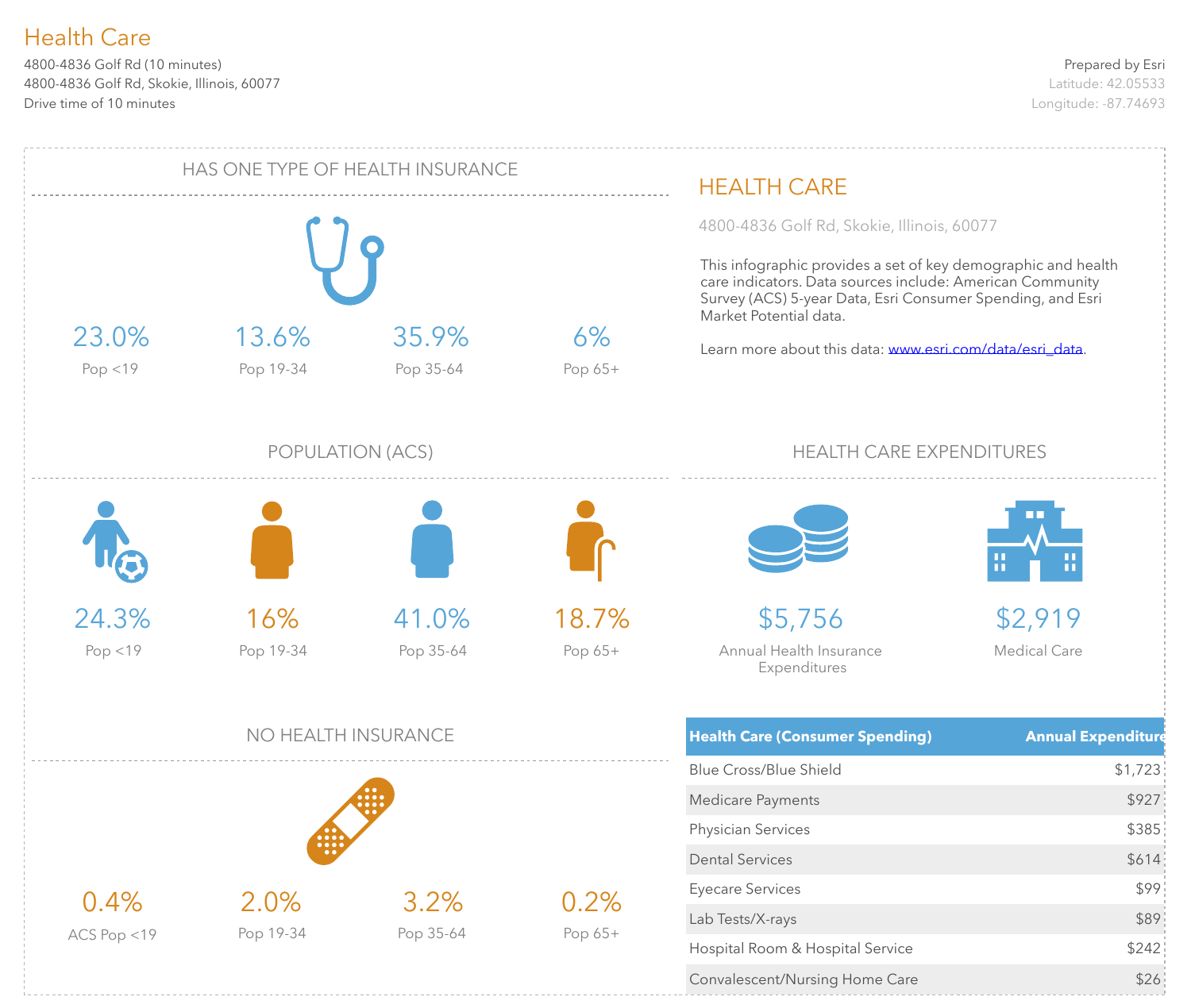# Health Care

4800-4836 Golf Rd (10 minutes)
4800-4836 Golf Rd, Skokie, Illinois, 60077
Drive time of 10 minutes

Prepared by Esri
Latitude: 42.05533
Longitude: -87.74693

## HAS ONE TYPE OF HEALTH INSURANCE

| 23.0% | 13.6% | 35.9% | 6% |
|---|---|---|---|
| Pop <19 | Pop 19-34 | Pop 35-64 | Pop 65+ |

## POPULATION (ACS)

| 24.3% | 16% | 41.0% | 18.7% |
|---|---|---|---|
| Pop <19 | Pop 19-34 | Pop 35-64 | Pop 65+ |

## NO HEALTH INSURANCE

| 0.4% | 2.0% | 3.2% | 0.2% |
|---|---|---|---|
| ACS Pop <19 | Pop 19-34 | Pop 35-64 | Pop 65+ |

## HEALTH CARE

4800-4836 Golf Rd, Skokie, Illinois, 60077

This infographic provides a set of key demographic and health care indicators. Data sources include: American Community Survey (ACS) 5-year Data, Esri Consumer Spending, and Esri Market Potential data.

Learn more about this data: www.esri.com/data/esri_data.

## HEALTH CARE EXPENDITURES

$5,756
Annual Health Insurance Expenditures

$2,919
Medical Care

| Health Care (Consumer Spending) | Annual Expenditure |
|---|---|
| Blue Cross/Blue Shield | $1,723 |
| Medicare Payments | $927 |
| Physician Services | $385 |
| Dental Services | $614 |
| Eyecare Services | $99 |
| Lab Tests/X-rays | $89 |
| Hospital Room & Hospital Service | $242 |
| Convalescent/Nursing Home Care | $26 |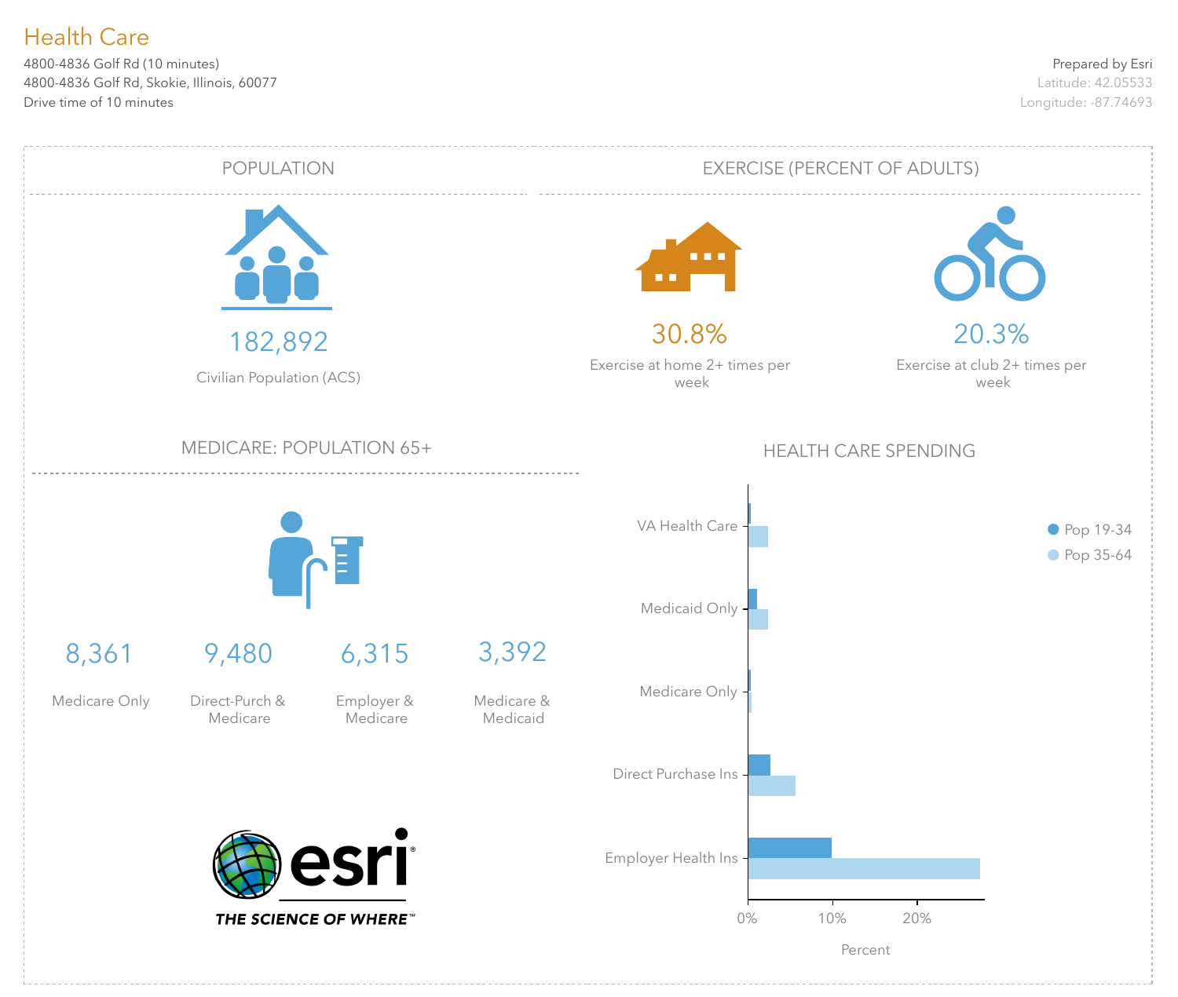# Health Care

4800-4836 Golf Rd (10 minutes)
4800-4836 Golf Rd, Skokie, Illinois, 60077
Drive time of 10 minutes

Prepared by Esri
Latitude: 42.05533
Longitude: -87.74693

## POPULATION

**182,892**

Civilian Population (ACS)

## EXERCISE (PERCENT OF ADULTS)

**30.8%**

Exercise at home 2+ times per week

**20.3%**

Exercise at club 2+ times per week

## MEDICARE: POPULATION 65+

| 8,361 | 9,480 | 6,315 | 3,392 |
|---|---|---|---|
| Medicare Only | Direct-Purch & Medicare | Employer & Medicare | Medicare & Medicaid |

## HEALTH CARE SPENDING

Categories: VA Health Care, Medicaid Only, Medicare Only, Direct Purchase Ins, Employer Health Ins

Legend: Pop 19-34, Pop 35-64

Axis: 0%, 10%, 20% — Percent

esri — THE SCIENCE OF WHERE™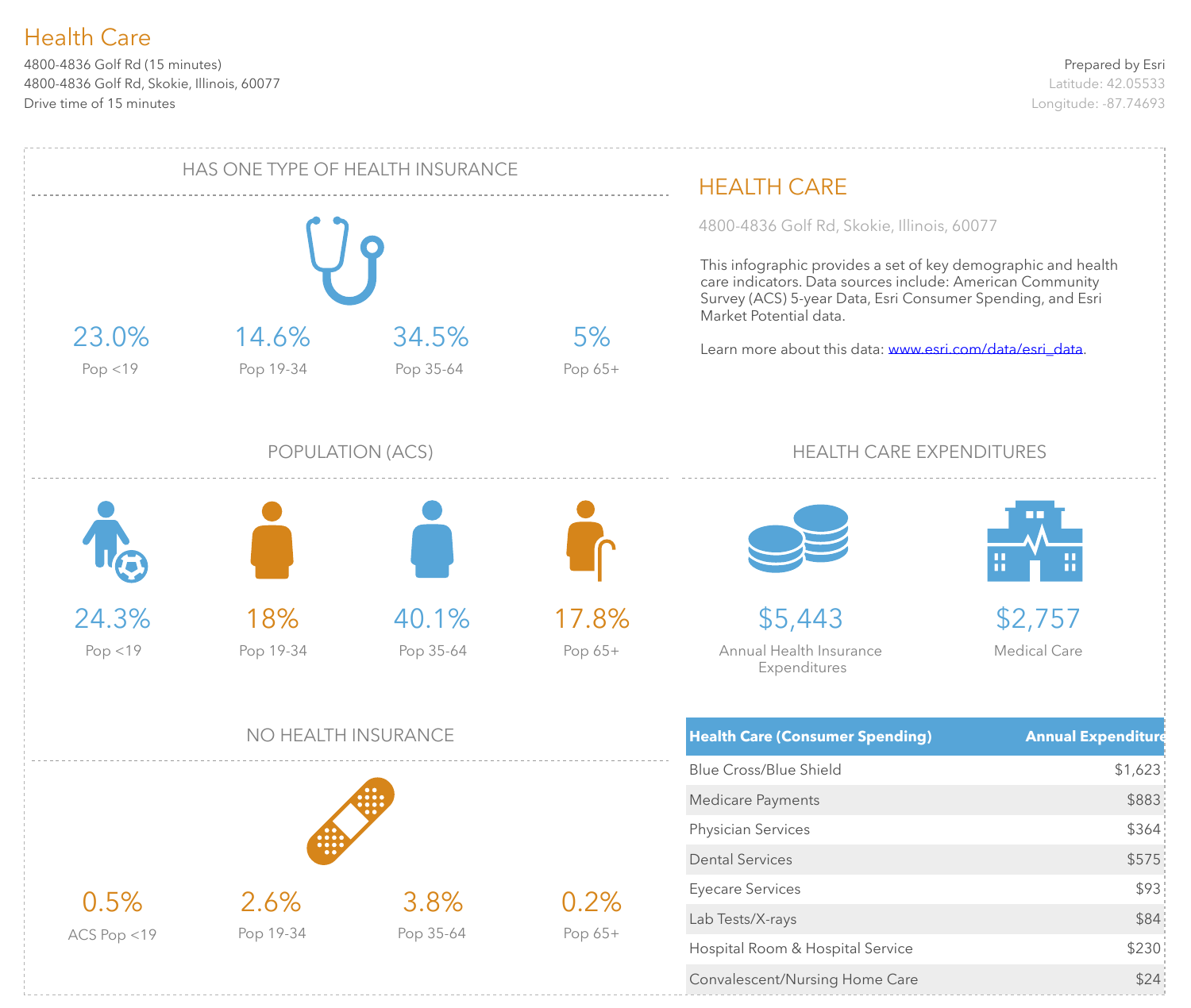# Health Care

4800-4836 Golf Rd (15 minutes)
4800-4836 Golf Rd, Skokie, Illinois, 60077
Drive time of 15 minutes

Prepared by Esri
Latitude: 42.05533
Longitude: -87.74693

## HAS ONE TYPE OF HEALTH INSURANCE

| 23.0% | 14.6% | 34.5% | 5% |
|---|---|---|---|
| Pop <19 | Pop 19-34 | Pop 35-64 | Pop 65+ |

## POPULATION (ACS)

| 24.3% | 18% | 40.1% | 17.8% |
|---|---|---|---|
| Pop <19 | Pop 19-34 | Pop 35-64 | Pop 65+ |

## NO HEALTH INSURANCE

| 0.5% | 2.6% | 3.8% | 0.2% |
|---|---|---|---|
| ACS Pop <19 | Pop 19-34 | Pop 35-64 | Pop 65+ |

## HEALTH CARE

4800-4836 Golf Rd, Skokie, Illinois, 60077

This infographic provides a set of key demographic and health care indicators. Data sources include: American Community Survey (ACS) 5-year Data, Esri Consumer Spending, and Esri Market Potential data.

Learn more about this data: www.esri.com/data/esri_data.

## HEALTH CARE EXPENDITURES

**$5,443** Annual Health Insurance Expenditures

**$2,757** Medical Care

| Health Care (Consumer Spending) | Annual Expenditure |
|---|---|
| Blue Cross/Blue Shield | $1,623 |
| Medicare Payments | $883 |
| Physician Services | $364 |
| Dental Services | $575 |
| Eyecare Services | $93 |
| Lab Tests/X-rays | $84 |
| Hospital Room & Hospital Service | $230 |
| Convalescent/Nursing Home Care | $24 |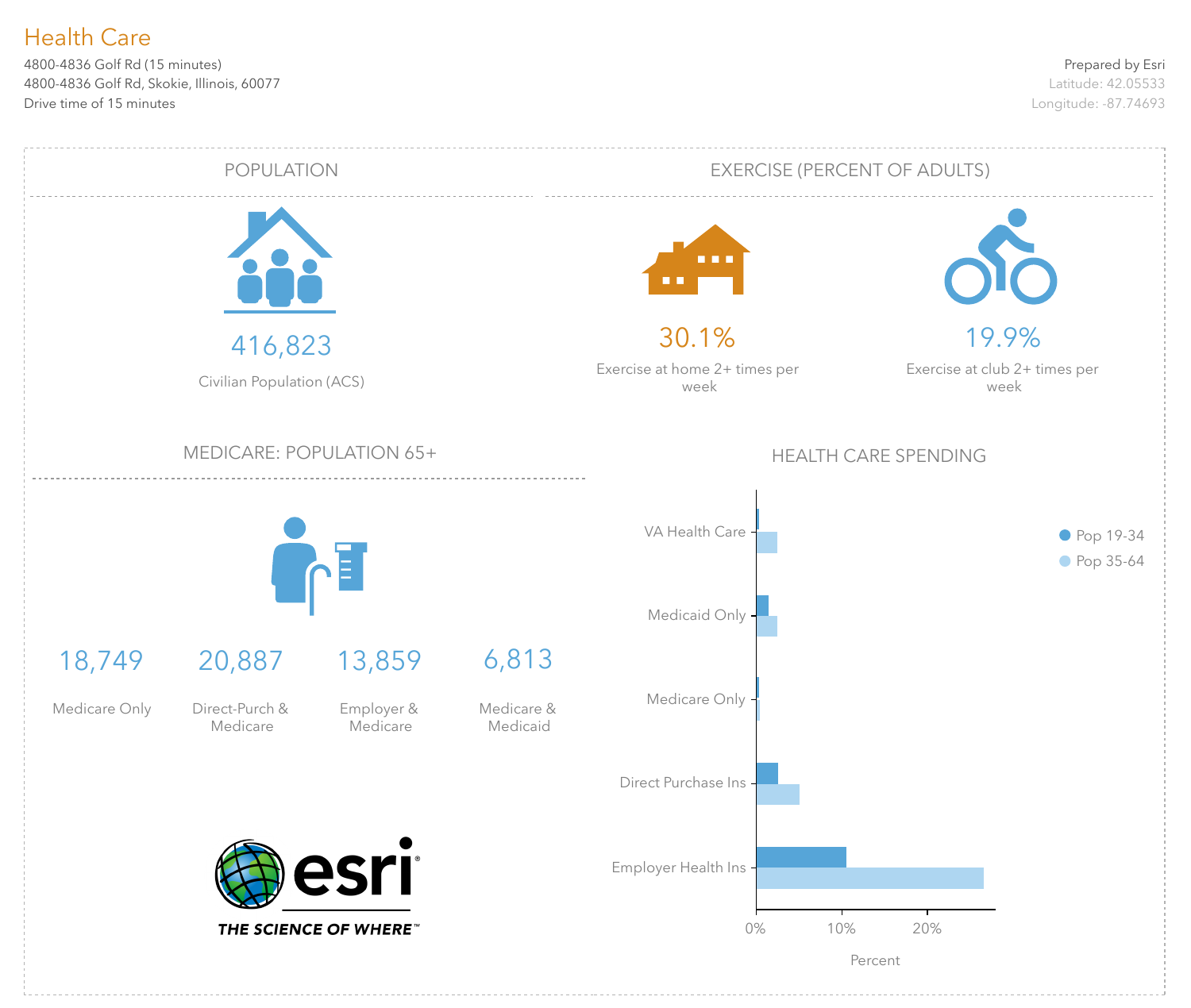# Health Care

4800-4836 Golf Rd (15 minutes)
4800-4836 Golf Rd, Skokie, Illinois, 60077
Drive time of 15 minutes

Prepared by Esri
Latitude: 42.05533
Longitude: -87.74693

## POPULATION

**416,823**
Civilian Population (ACS)

## EXERCISE (PERCENT OF ADULTS)

**30.1%**
Exercise at home 2+ times per week

**19.9%**
Exercise at club 2+ times per week

## MEDICARE: POPULATION 65+

| 18,749 | 20,887 | 13,859 | 6,813 |
|---|---|---|---|
| Medicare Only | Direct-Purch & Medicare | Employer & Medicare | Medicare & Medicaid |

## HEALTH CARE SPENDING

Categories: VA Health Care, Medicaid Only, Medicare Only, Direct Purchase Ins, Employer Health Ins

Legend: Pop 19-34, Pop 35-64

Percent: 0%, 10%, 20%

esri
THE SCIENCE OF WHERE™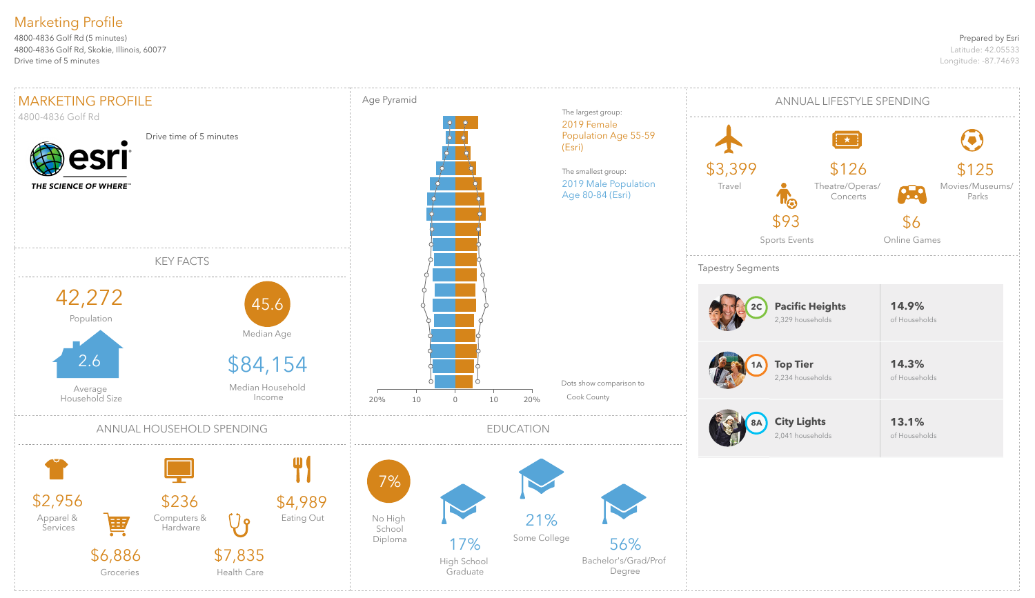# Marketing Profile

4800-4836 Golf Rd (5 minutes)
4800-4836 Golf Rd, Skokie, Illinois, 60077
Drive time of 5 minutes

Prepared by Esri
Latitude: 42.05533
Longitude: -87.74693

## MARKETING PROFILE

4800-4836 Golf Rd

Drive time of 5 minutes

esri
THE SCIENCE OF WHERE™

### KEY FACTS

42,272
Population

45.6
Median Age

2.6
Average Household Size

$84,154
Median Household Income

### Age Pyramid

The largest group:
2019 Female Population Age 55-59 (Esri)

The smallest group:
2019 Male Population Age 80-84 (Esri)

Dots show comparison to Cook County

20% 10 0 10 20%

### ANNUAL LIFESTYLE SPENDING

| Amount | Category |
|---|---|
| $3,399 | Travel |
| $126 | Theatre/Operas/Concerts |
| $125 | Movies/Museums/Parks |
| $93 | Sports Events |
| $6 | Online Games |

### Tapestry Segments

| Segment | Households | % of Households |
|---|---|---|
| 2C Pacific Heights | 2,329 households | 14.9% of Households |
| 1A Top Tier | 2,234 households | 14.3% of Households |
| 8A City Lights | 2,041 households | 13.1% of Households |

### ANNUAL HOUSEHOLD SPENDING

| Amount | Category |
|---|---|
| $2,956 | Apparel & Services |
| $236 | Computers & Hardware |
| $4,989 | Eating Out |
| $6,886 | Groceries |
| $7,835 | Health Care |

### EDUCATION

| Percent | Level |
|---|---|
| 7% | No High School Diploma |
| 17% | High School Graduate |
| 21% | Some College |
| 56% | Bachelor's/Grad/Prof Degree |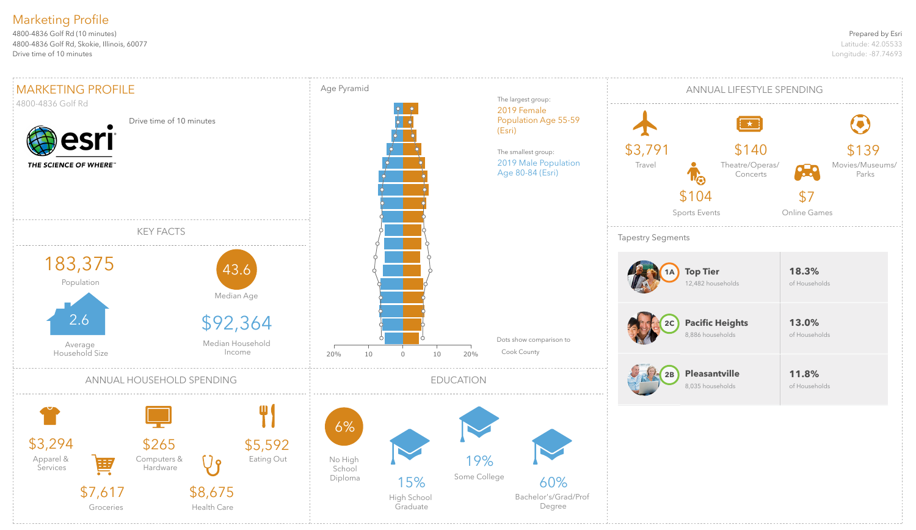# Marketing Profile

4800-4836 Golf Rd (10 minutes)
4800-4836 Golf Rd, Skokie, Illinois, 60077
Drive time of 10 minutes

Prepared by Esri
Latitude: 42.05533
Longitude: -87.74693

## MARKETING PROFILE

4800-4836 Golf Rd

Drive time of 10 minutes

esri
THE SCIENCE OF WHERE™

## KEY FACTS

183,375
Population

43.6
Median Age

2.6
Average Household Size

$92,364
Median Household Income

## Age Pyramid

The largest group:
2019 Female Population Age 55-59 (Esri)

The smallest group:
2019 Male Population Age 80-84 (Esri)

Dots show comparison to Cook County

20% 10 0 10 20%

## ANNUAL LIFESTYLE SPENDING

$3,791
Travel

$140
Theatre/Operas/Concerts

$139
Movies/Museums/Parks

$104
Sports Events

$7
Online Games

## Tapestry Segments

| Segment | Households | % of Households |
|---|---|---|
| 1A Top Tier | 12,482 households | 18.3% of Households |
| 2C Pacific Heights | 8,886 households | 13.0% of Households |
| 2B Pleasantville | 8,035 households | 11.8% of Households |

## ANNUAL HOUSEHOLD SPENDING

$3,294
Apparel & Services

$265
Computers & Hardware

$5,592
Eating Out

$7,617
Groceries

$8,675
Health Care

## EDUCATION

6%
No High School Diploma

15%
High School Graduate

19%
Some College

60%
Bachelor's/Grad/Prof Degree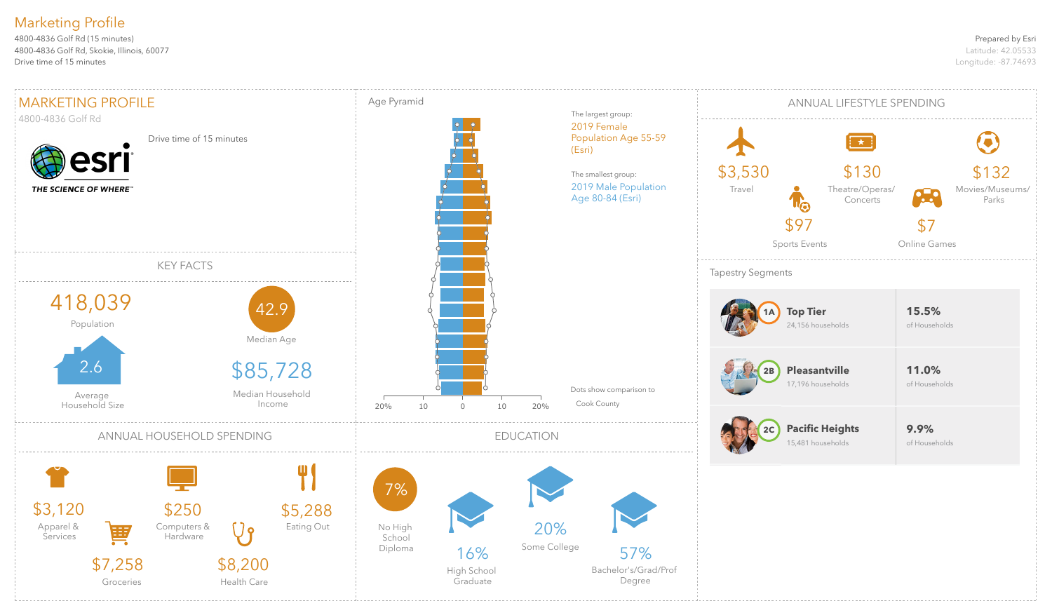# Marketing Profile

4800-4836 Golf Rd (15 minutes)
4800-4836 Golf Rd, Skokie, Illinois, 60077
Drive time of 15 minutes

Prepared by Esri
Latitude: 42.05533
Longitude: -87.74693

## MARKETING PROFILE

4800-4836 Golf Rd

Drive time of 15 minutes

esri THE SCIENCE OF WHERE™

## KEY FACTS

418,039
Population

42.9
Median Age

2.6
Average Household Size

$85,728
Median Household Income

## Age Pyramid

The largest group:
2019 Female Population Age 55-59 (Esri)

The smallest group:
2019 Male Population Age 80-84 (Esri)

Dots show comparison to Cook County

20% 10 0 10 20%

## ANNUAL LIFESTYLE SPENDING

| Category | Amount |
|---|---|
| Travel | $3,530 |
| Theatre/Operas/Concerts | $130 |
| Movies/Museums/Parks | $132 |
| Sports Events | $97 |
| Online Games | $7 |

## Tapestry Segments

| Segment | Households | % of Households |
|---|---|---|
| 1A Top Tier | 24,156 households | 15.5% of Households |
| 2B Pleasantville | 17,196 households | 11.0% of Households |
| 2C Pacific Heights | 15,481 households | 9.9% of Households |

## ANNUAL HOUSEHOLD SPENDING

| Category | Amount |
|---|---|
| Apparel & Services | $3,120 |
| Computers & Hardware | $250 |
| Eating Out | $5,288 |
| Groceries | $7,258 |
| Health Care | $8,200 |

## EDUCATION

| Level | Percent |
|---|---|
| No High School Diploma | 7% |
| High School Graduate | 16% |
| Some College | 20% |
| Bachelor's/Grad/Prof Degree | 57% |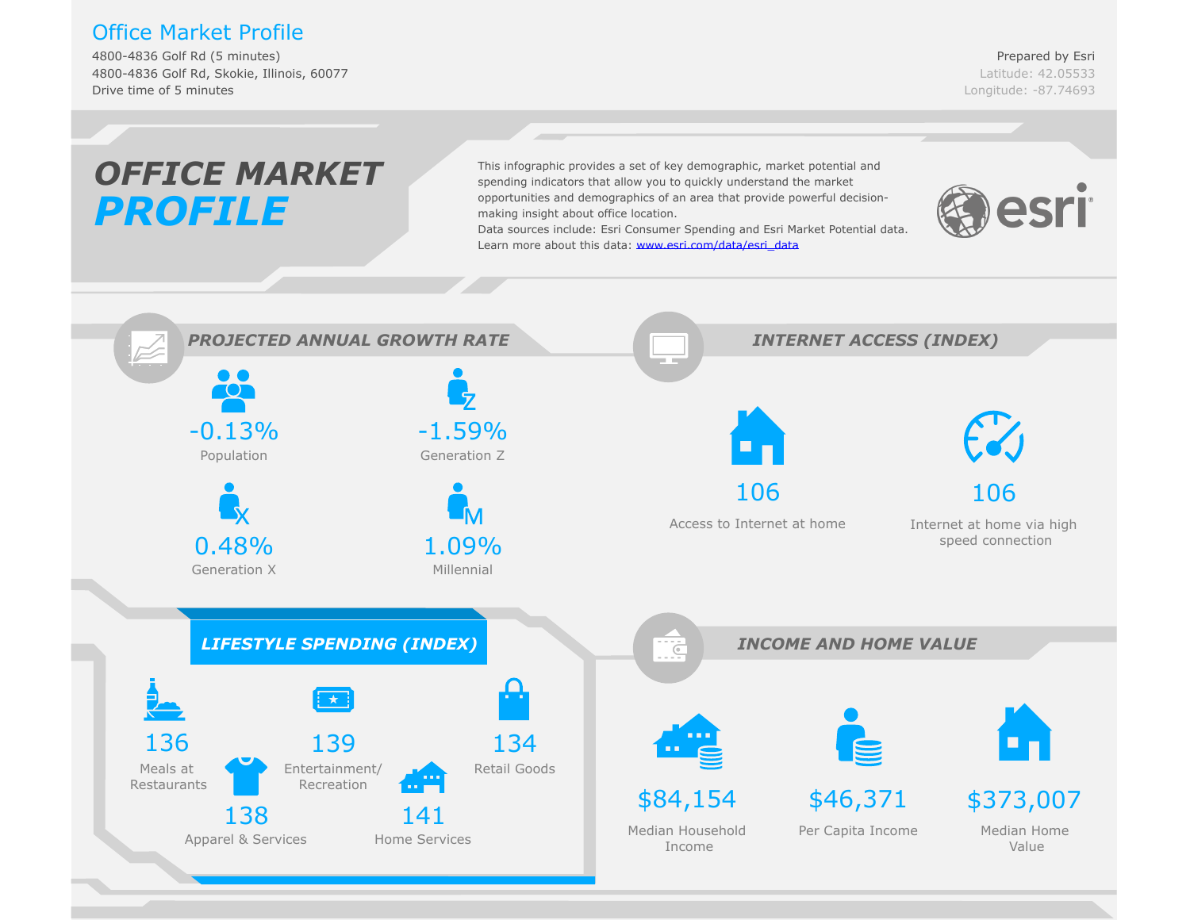# Office Market Profile

4800-4836 Golf Rd (5 minutes)
4800-4836 Golf Rd, Skokie, Illinois, 60077
Drive time of 5 minutes

Prepared by Esri
Latitude: 42.05533
Longitude: -87.74693

## OFFICE MARKET PROFILE

This infographic provides a set of key demographic, market potential and spending indicators that allow you to quickly understand the market opportunities and demographics of an area that provide powerful decision-making insight about office location.
Data sources include: Esri Consumer Spending and Esri Market Potential data.
Learn more about this data: [www.esri.com/data/esri_data](www.esri.com/data/esri_data)

esri

### PROJECTED ANNUAL GROWTH RATE

| Value | Category |
|---|---|
| -0.13% | Population |
| -1.59% | Generation Z |
| 0.48% | Generation X |
| 1.09% | Millennial |

### INTERNET ACCESS (INDEX)

| Value | Category |
|---|---|
| 106 | Access to Internet at home |
| 106 | Internet at home via high speed connection |

### LIFESTYLE SPENDING (INDEX)

| Value | Category |
|---|---|
| 136 | Meals at Restaurants |
| 139 | Entertainment/ Recreation |
| 134 | Retail Goods |
| 138 | Apparel & Services |
| 141 | Home Services |

### INCOME AND HOME VALUE

| Value | Category |
|---|---|
| $84,154 | Median Household Income |
| $46,371 | Per Capita Income |
| $373,007 | Median Home Value |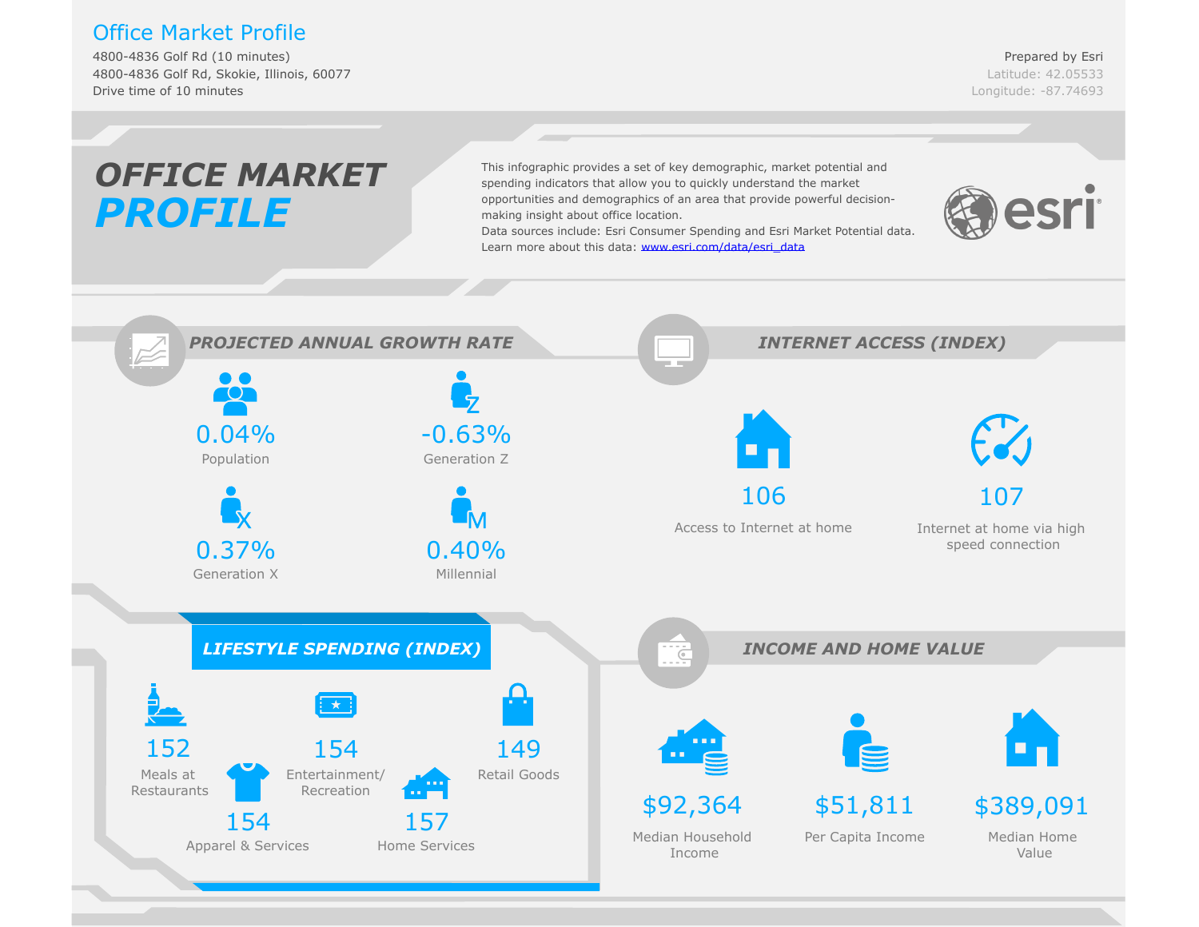# Office Market Profile

4800-4836 Golf Rd (10 minutes)
4800-4836 Golf Rd, Skokie, Illinois, 60077
Drive time of 10 minutes

Prepared by Esri
Latitude: 42.05533
Longitude: -87.74693

## OFFICE MARKET PROFILE

This infographic provides a set of key demographic, market potential and spending indicators that allow you to quickly understand the market opportunities and demographics of an area that provide powerful decision-making insight about office location.
Data sources include: Esri Consumer Spending and Esri Market Potential data.
Learn more about this data: [www.esri.com/data/esri_data](www.esri.com/data/esri_data)

### PROJECTED ANNUAL GROWTH RATE

| Value | Category |
|---|---|
| 0.04% | Population |
| -0.63% | Generation Z |
| 0.37% | Generation X |
| 0.40% | Millennial |

### INTERNET ACCESS (INDEX)

| Value | Category |
|---|---|
| 106 | Access to Internet at home |
| 107 | Internet at home via high speed connection |

### LIFESTYLE SPENDING (INDEX)

| Value | Category |
|---|---|
| 152 | Meals at Restaurants |
| 154 | Entertainment/ Recreation |
| 149 | Retail Goods |
| 154 | Apparel & Services |
| 157 | Home Services |

### INCOME AND HOME VALUE

| Value | Category |
|---|---|
| $92,364 | Median Household Income |
| $51,811 | Per Capita Income |
| $389,091 | Median Home Value |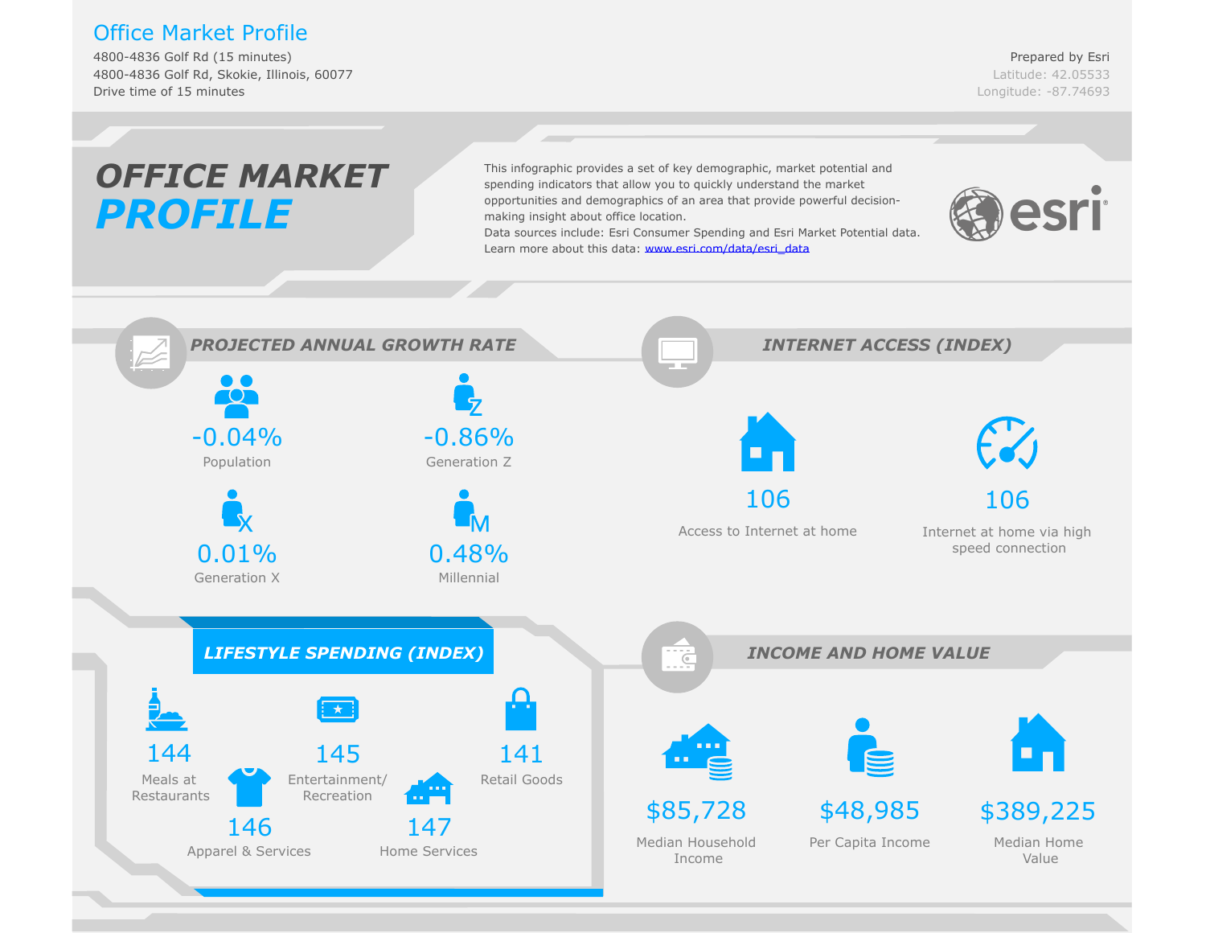# Office Market Profile

4800-4836 Golf Rd (15 minutes)
4800-4836 Golf Rd, Skokie, Illinois, 60077
Drive time of 15 minutes

Prepared by Esri
Latitude: 42.05533
Longitude: -87.74693

## OFFICE MARKET PROFILE

This infographic provides a set of key demographic, market potential and spending indicators that allow you to quickly understand the market opportunities and demographics of an area that provide powerful decision-making insight about office location.
Data sources include: Esri Consumer Spending and Esri Market Potential data.
Learn more about this data: www.esri.com/data/esri_data

esri

### PROJECTED ANNUAL GROWTH RATE

- -0.04% Population
- -0.86% Generation Z
- 0.01% Generation X
- 0.48% Millennial

### INTERNET ACCESS (INDEX)

- 106 Access to Internet at home
- 106 Internet at home via high speed connection

### LIFESTYLE SPENDING (INDEX)

- 144 Meals at Restaurants
- 145 Entertainment/ Recreation
- 141 Retail Goods
- 146 Apparel & Services
- 147 Home Services

### INCOME AND HOME VALUE

- $85,728 Median Household Income
- $48,985 Per Capita Income
- $389,225 Median Home Value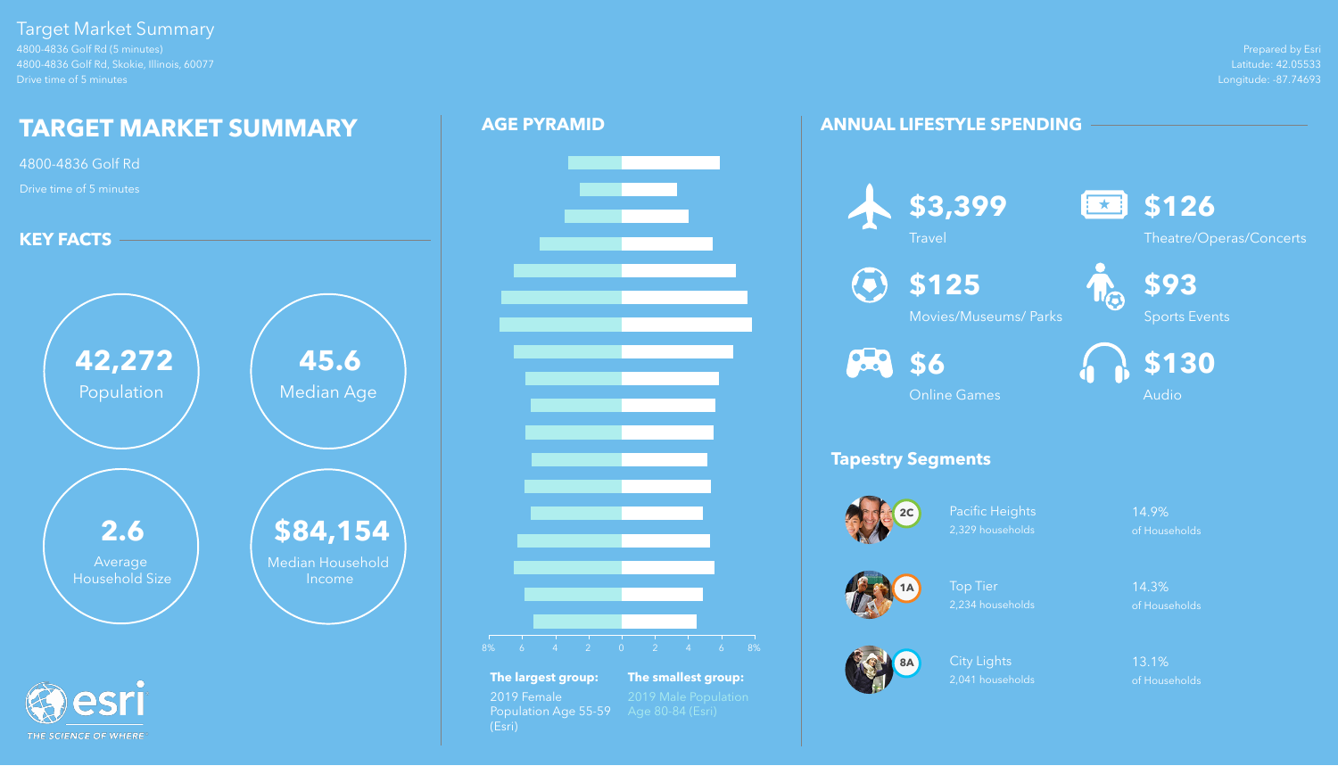Target Market Summary

4800-4836 Golf Rd (5 minutes)
4800-4836 Golf Rd, Skokie, Illinois, 60077
Drive time of 5 minutes

Prepared by Esri
Latitude: 42.05533
Longitude: -87.74693

# TARGET MARKET SUMMARY

4800-4836 Golf Rd

Drive time of 5 minutes

## KEY FACTS

**42,272**
Population

**45.6**
Median Age

**2.6**
Average Household Size

**$84,154**
Median Household Income

## AGE PYRAMID

8% 6 4 2 0 2 4 6 8%

**The largest group:** 2019 Female Population Age 55-59 (Esri)

**The smallest group:** 2019 Male Population Age 80-84 (Esri)

## ANNUAL LIFESTYLE SPENDING

**$3,399**
Travel

**$126**
Theatre/Operas/Concerts

**$125**
Movies/Museums/ Parks

**$93**
Sports Events

**$6**
Online Games

**$130**
Audio

### Tapestry Segments

| Segment | Name | Households | Share |
| --- | --- | --- | --- |
| 2C | Pacific Heights | 2,329 households | 14.9% of Households |
| 1A | Top Tier | 2,234 households | 14.3% of Households |
| 8A | City Lights | 2,041 households | 13.1% of Households |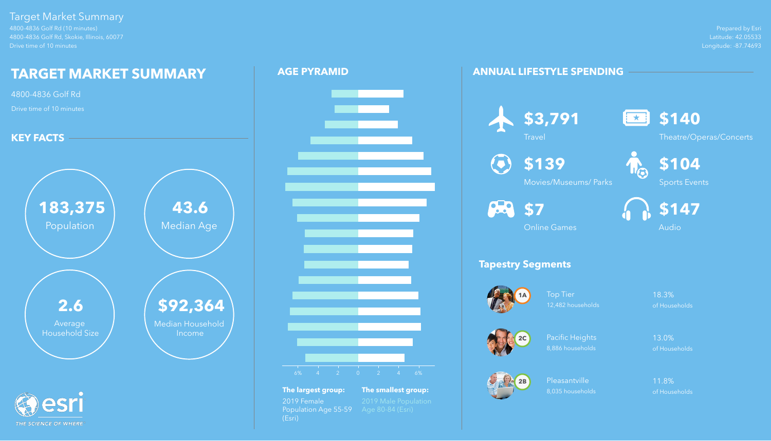Target Market Summary

4800-4836 Golf Rd (10 minutes)
4800-4836 Golf Rd, Skokie, Illinois, 60077
Drive time of 10 minutes

Prepared by Esri
Latitude: 42.05533
Longitude: -87.74693

# TARGET MARKET SUMMARY

4800-4836 Golf Rd

Drive time of 10 minutes

## KEY FACTS

**183,375** Population

**43.6** Median Age

**2.6** Average Household Size

**$92,364** Median Household Income

## AGE PYRAMID

6% 4 2 0 2 4 6%

**The largest group:** 2019 Female Population Age 55-59 (Esri)

**The smallest group:** 2019 Male Population Age 80-84 (Esri)

## ANNUAL LIFESTYLE SPENDING

**$3,791** Travel

**$140** Theatre/Operas/Concerts

**$139** Movies/Museums/ Parks

**$104** Sports Events

**$7** Online Games

**$147** Audio

### Tapestry Segments

| Segment | Name | Households | Share |
|---|---|---|---|
| 1A | Top Tier | 12,482 households | 18.3% of Households |
| 2C | Pacific Heights | 8,886 households | 13.0% of Households |
| 2B | Pleasantville | 8,035 households | 11.8% of Households |

esri
THE SCIENCE OF WHERE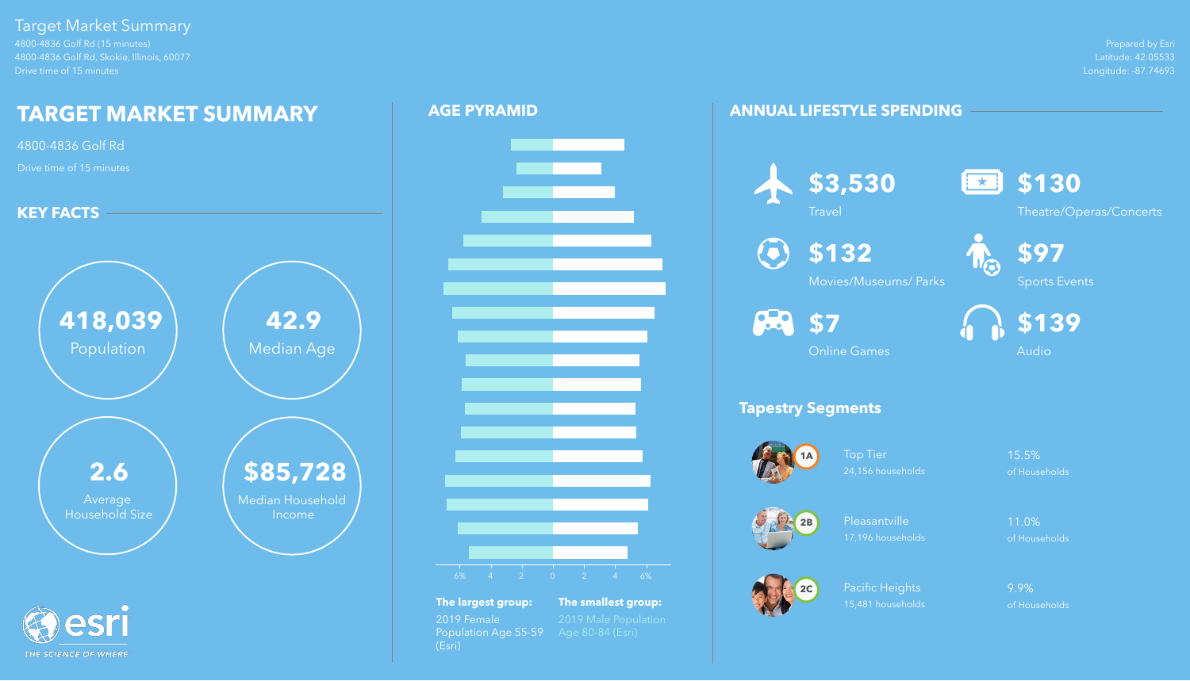Target Market Summary

4800-4836 Golf Rd (15 minutes)
4800-4836 Golf Rd, Skokie, Illinois, 60077
Drive time of 15 minutes

Prepared by Esri
Latitude: 42.05533
Longitude: -87.74693

# TARGET MARKET SUMMARY

4800-4836 Golf Rd

Drive time of 15 minutes

## KEY FACTS

**418,039** Population

**42.9** Median Age

**2.6** Average Household Size

**$85,728** Median Household Income

esri
THE SCIENCE OF WHERE

## AGE PYRAMID

6% 4 2 0 2 4 6%

**The largest group:** 2019 Female Population Age 55-59 (Esri)

**The smallest group:** 2019 Male Population Age 80-84 (Esri)

## ANNUAL LIFESTYLE SPENDING

**$3,530** Travel

**$130** Theatre/Operas/Concerts

**$132** Movies/Museums/ Parks

**$97** Sports Events

**$7** Online Games

**$139** Audio

### Tapestry Segments

| | | | |
|---|---|---|---|
| 1A | Top Tier | 24,156 households | 15.5% of Households |
| 2B | Pleasantville | 17,196 households | 11.0% of Households |
| 2C | Pacific Heights | 15,481 households | 9.9% of Households |